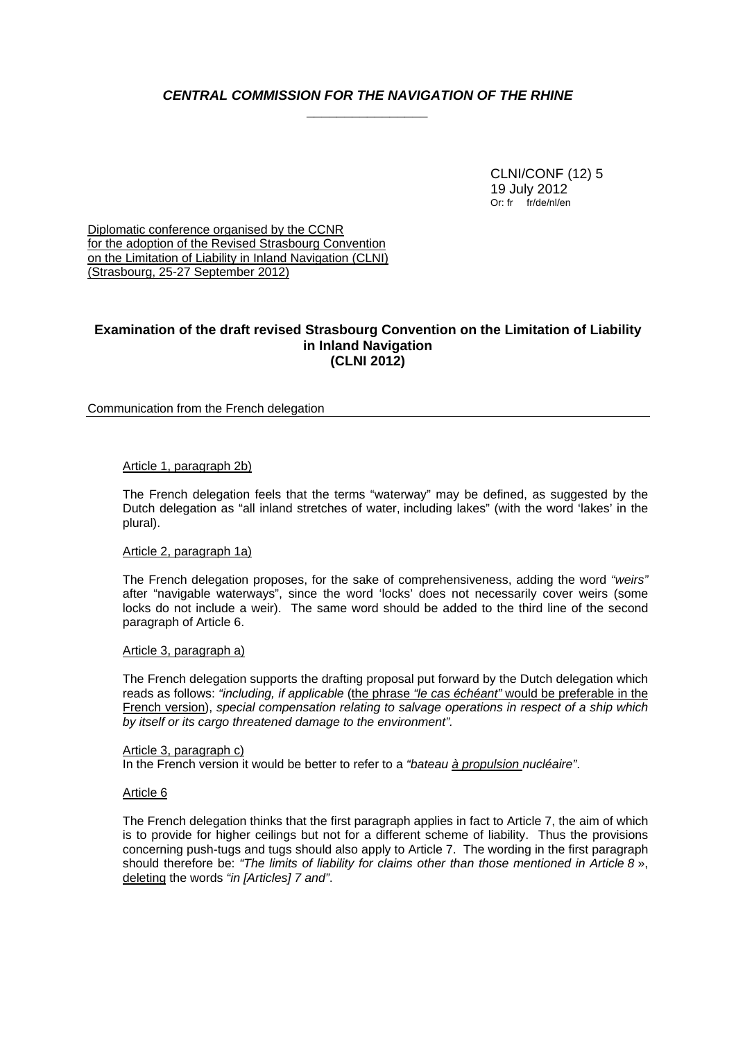# *CENTRAL COMMISSION FOR THE NAVIGATION OF THE RHINE*

CLNI/CONF (12) 5
19 July 2012
Or: fr fr/de/nl/en

Diplomatic conference organised by the CCNR
for the adoption of the Revised Strasbourg Convention
on the Limitation of Liability in Inland Navigation (CLNI)
(Strasbourg, 25-27 September 2012)

## Examination of the draft revised Strasbourg Convention on the Limitation of Liability in Inland Navigation (CLNI 2012)

Communication from the French delegation

Article 1, paragraph 2b)

The French delegation feels that the terms "waterway" may be defined, as suggested by the Dutch delegation as "all inland stretches of water, including lakes" (with the word 'lakes' in the plural).

Article 2, paragraph 1a)

The French delegation proposes, for the sake of comprehensiveness, adding the word *"weirs"* after "navigable waterways", since the word 'locks' does not necessarily cover weirs (some locks do not include a weir). The same word should be added to the third line of the second paragraph of Article 6.

Article 3, paragraph a)

The French delegation supports the drafting proposal put forward by the Dutch delegation which reads as follows: *"including, if applicable* (the phrase *"le cas échéant"* would be preferable in the French version), *special compensation relating to salvage operations in respect of a ship which by itself or its cargo threatened damage to the environment".*

Article 3, paragraph c)
In the French version it would be better to refer to a *"bateau à propulsion nucléaire"*.

Article 6

The French delegation thinks that the first paragraph applies in fact to Article 7, the aim of which is to provide for higher ceilings but not for a different scheme of liability. Thus the provisions concerning push-tugs and tugs should also apply to Article 7. The wording in the first paragraph should therefore be: *"The limits of liability for claims other than those mentioned in Article 8* », deleting the words *"in [Articles] 7 and"*.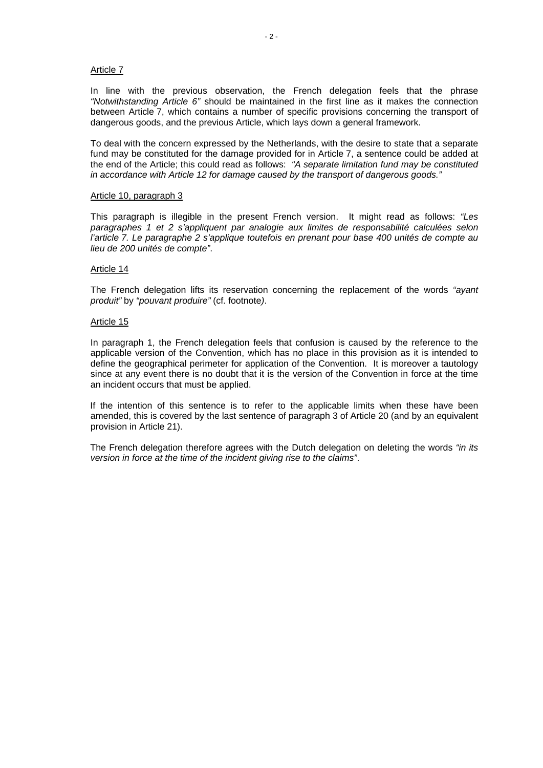Article 7

In line with the previous observation, the French delegation feels that the phrase *"Notwithstanding Article 6"* should be maintained in the first line as it makes the connection between Article 7, which contains a number of specific provisions concerning the transport of dangerous goods, and the previous Article, which lays down a general framework.

To deal with the concern expressed by the Netherlands, with the desire to state that a separate fund may be constituted for the damage provided for in Article 7, a sentence could be added at the end of the Article; this could read as follows: *"A separate limitation fund may be constituted in accordance with Article 12 for damage caused by the transport of dangerous goods."*

Article 10, paragraph 3

This paragraph is illegible in the present French version. It might read as follows: *"Les paragraphes 1 et 2 s'appliquent par analogie aux limites de responsabilité calculées selon l'article 7. Le paragraphe 2 s'applique toutefois en prenant pour base 400 unités de compte au lieu de 200 unités de compte"*.

Article 14

The French delegation lifts its reservation concerning the replacement of the words *"ayant produit"* by *"pouvant produire"* (cf. footnote).

Article 15

In paragraph 1, the French delegation feels that confusion is caused by the reference to the applicable version of the Convention, which has no place in this provision as it is intended to define the geographical perimeter for application of the Convention. It is moreover a tautology since at any event there is no doubt that it is the version of the Convention in force at the time an incident occurs that must be applied.

If the intention of this sentence is to refer to the applicable limits when these have been amended, this is covered by the last sentence of paragraph 3 of Article 20 (and by an equivalent provision in Article 21).

The French delegation therefore agrees with the Dutch delegation on deleting the words *"in its version in force at the time of the incident giving rise to the claims"*.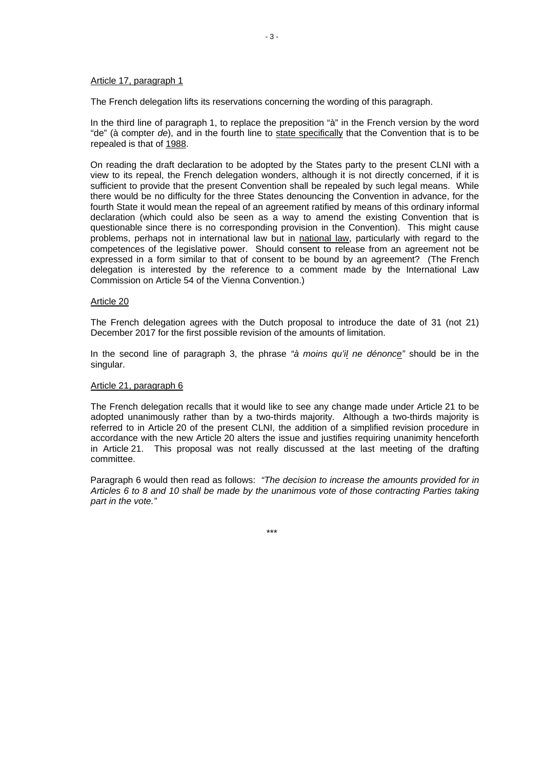Article 17, paragraph 1

The French delegation lifts its reservations concerning the wording of this paragraph.

In the third line of paragraph 1, to replace the preposition "à" in the French version by the word "de" (à compter *de*), and in the fourth line to state specifically that the Convention that is to be repealed is that of 1988.

On reading the draft declaration to be adopted by the States party to the present CLNI with a view to its repeal, the French delegation wonders, although it is not directly concerned, if it is sufficient to provide that the present Convention shall be repealed by such legal means. While there would be no difficulty for the three States denouncing the Convention in advance, for the fourth State it would mean the repeal of an agreement ratified by means of this ordinary informal declaration (which could also be seen as a way to amend the existing Convention that is questionable since there is no corresponding provision in the Convention). This might cause problems, perhaps not in international law but in national law, particularly with regard to the competences of the legislative power. Should consent to release from an agreement not be expressed in a form similar to that of consent to be bound by an agreement? (The French delegation is interested by the reference to a comment made by the International Law Commission on Article 54 of the Vienna Convention.)

Article 20

The French delegation agrees with the Dutch proposal to introduce the date of 31 (not 21) December 2017 for the first possible revision of the amounts of limitation.

In the second line of paragraph 3, the phrase *"à moins qu'il ne dénonce"* should be in the singular.

Article 21, paragraph 6

The French delegation recalls that it would like to see any change made under Article 21 to be adopted unanimously rather than by a two-thirds majority. Although a two-thirds majority is referred to in Article 20 of the present CLNI, the addition of a simplified revision procedure in accordance with the new Article 20 alters the issue and justifies requiring unanimity henceforth in Article 21. This proposal was not really discussed at the last meeting of the drafting committee.

Paragraph 6 would then read as follows: *"The decision to increase the amounts provided for in Articles 6 to 8 and 10 shall be made by the unanimous vote of those contracting Parties taking part in the vote."*

***